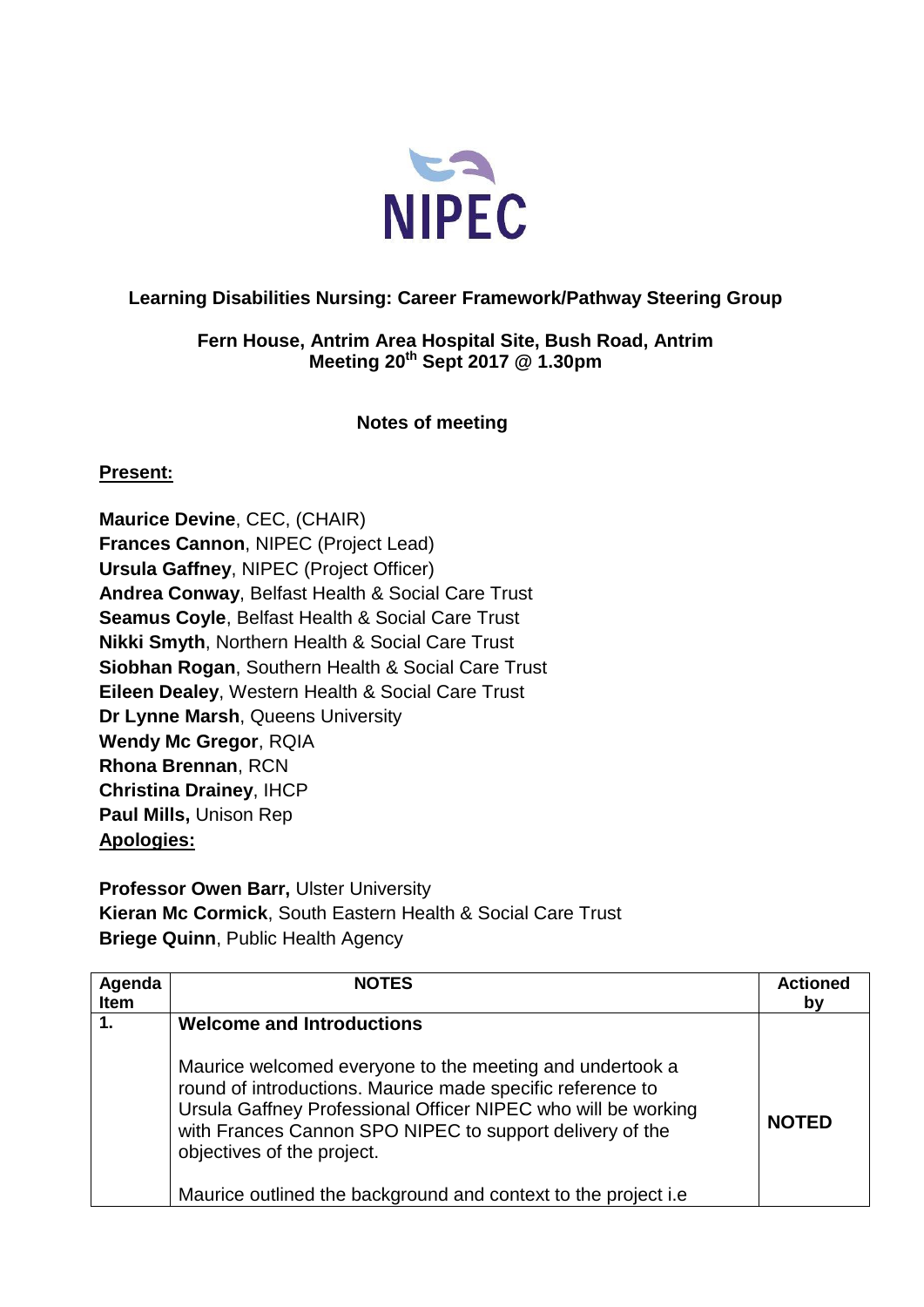NIPEC

**Learning Disabilities Nursing: Career Framework/Pathway Steering Group**

**Fern House, Antrim Area Hospital Site, Bush Road, Antrim**
**Meeting 20th Sept 2017 @ 1.30pm**

**Notes of meeting**

**Present:**

**Maurice Devine**, CEC, (CHAIR)
**Frances Cannon**, NIPEC (Project Lead)
**Ursula Gaffney**, NIPEC (Project Officer)
**Andrea Conway**, Belfast Health & Social Care Trust
**Seamus Coyle**, Belfast Health & Social Care Trust
**Nikki Smyth**, Northern Health & Social Care Trust
**Siobhan Rogan**, Southern Health & Social Care Trust
**Eileen Dealey**, Western Health & Social Care Trust
**Dr Lynne Marsh**, Queens University
**Wendy Mc Gregor**, RQIA
**Rhona Brennan**, RCN
**Christina Drainey**, IHCP
**Paul Mills,** Unison Rep

**Apologies:**

**Professor Owen Barr,** Ulster University
**Kieran Mc Cormick**, South Eastern Health & Social Care Trust
**Briege Quinn**, Public Health Agency

| Agenda Item | NOTES | Actioned by |
|---|---|---|
| **1.** | **Welcome and Introductions**<br><br>Maurice welcomed everyone to the meeting and undertook a round of introductions. Maurice made specific reference to Ursula Gaffney Professional Officer NIPEC who will be working with Frances Cannon SPO NIPEC to support delivery of the objectives of the project.<br><br>Maurice outlined the background and context to the project i.e | **NOTED** |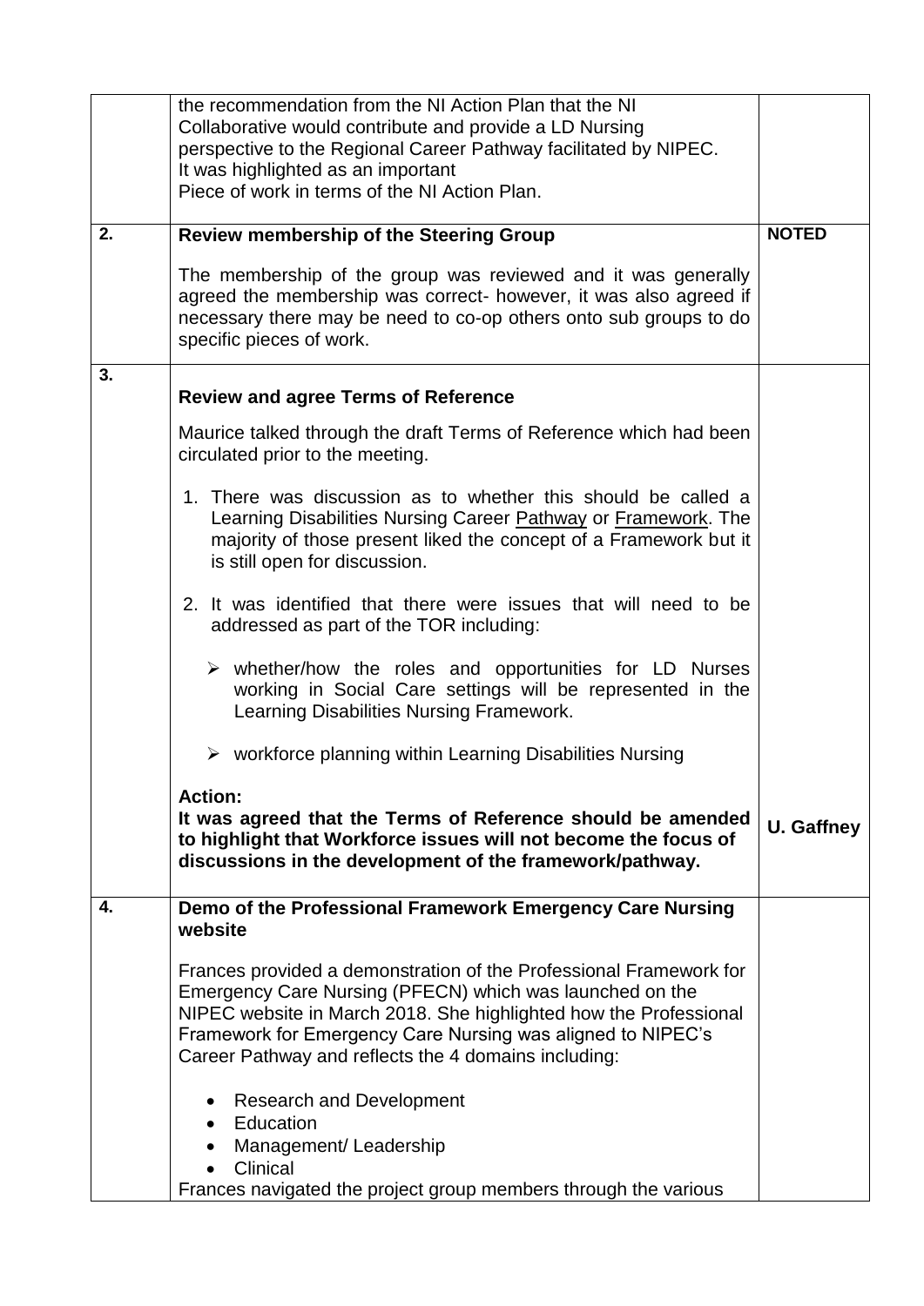| | | |
|---|---|---|
| | the recommendation from the NI Action Plan that the NI Collaborative would contribute and provide a LD Nursing perspective to the Regional Career Pathway facilitated by NIPEC.<br>It was highlighted as an important<br>Piece of work in terms of the NI Action Plan. | |
| **2.** | **Review membership of the Steering Group**<br><br>The membership of the group was reviewed and it was generally agreed the membership was correct- however, it was also agreed if necessary there may be need to co-op others onto sub groups to do specific pieces of work. | **NOTED** |
| **3.** | **Review and agree Terms of Reference**<br><br>Maurice talked through the draft Terms of Reference which had been circulated prior to the meeting.<br><br>1. There was discussion as to whether this should be called a Learning Disabilities Nursing Career <u>Pathway</u> or <u>Framework</u>. The majority of those present liked the concept of a Framework but it is still open for discussion.<br><br>2. It was identified that there were issues that will need to be addressed as part of the TOR including:<br><br>➢ whether/how the roles and opportunities for LD Nurses working in Social Care settings will be represented in the Learning Disabilities Nursing Framework.<br><br>➢ workforce planning within Learning Disabilities Nursing<br><br>**Action:**<br>**It was agreed that the Terms of Reference should be amended to highlight that Workforce issues will not become the focus of discussions in the development of the framework/pathway.** | **U. Gaffney** |
| **4.** | **Demo of the Professional Framework Emergency Care Nursing website**<br><br>Frances provided a demonstration of the Professional Framework for Emergency Care Nursing (PFECN) which was launched on the NIPEC website in March 2018. She highlighted how the Professional Framework for Emergency Care Nursing was aligned to NIPEC's Career Pathway and reflects the 4 domains including:<br><br>• Research and Development<br>• Education<br>• Management/ Leadership<br>• Clinical<br><br>Frances navigated the project group members through the various | |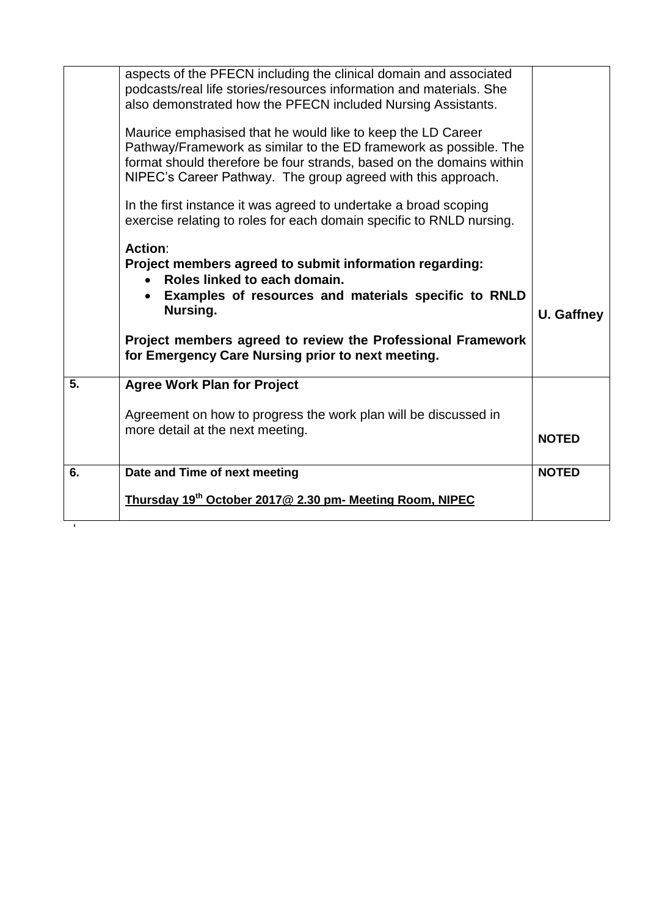| | | |
|---|---|---|
| | aspects of the PFECN including the clinical domain and associated podcasts/real life stories/resources information and materials. She also demonstrated how the PFECN included Nursing Assistants.<br><br>Maurice emphasised that he would like to keep the LD Career Pathway/Framework as similar to the ED framework as possible. The format should therefore be four strands, based on the domains within NIPEC's Career Pathway. The group agreed with this approach.<br><br>In the first instance it was agreed to undertake a broad scoping exercise relating to roles for each domain specific to RNLD nursing.<br><br>**Action**:<br>**Project members agreed to submit information regarding:**<br>• **Roles linked to each domain.**<br>• **Examples of resources and materials specific to RNLD Nursing.**<br><br>**Project members agreed to review the Professional Framework for Emergency Care Nursing prior to next meeting.** | **U. Gaffney** |
| **5.** | **Agree Work Plan for Project**<br><br>Agreement on how to progress the work plan will be discussed in more detail at the next meeting. | **NOTED** |
| **6.** | **Date and Time of next meeting**<br><br>**Thursday 19th October 2017@ 2.30 pm- Meeting Room, NIPEC** | **NOTED** |